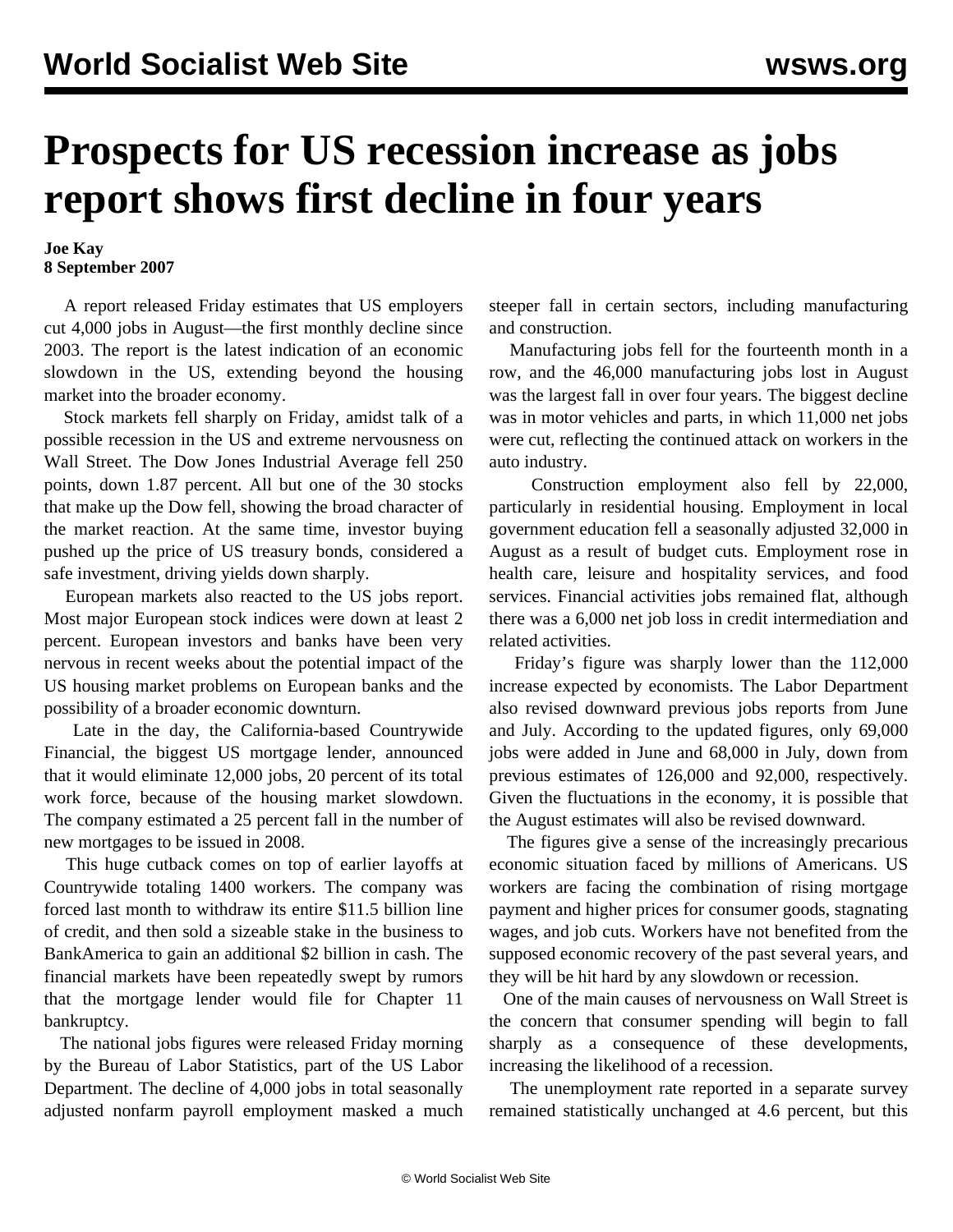# Prospects for US recession increase as jobs report shows first decline in four years

**Joe Kay**
**8 September 2007**

A report released Friday estimates that US employers cut 4,000 jobs in August—the first monthly decline since 2003. The report is the latest indication of an economic slowdown in the US, extending beyond the housing market into the broader economy.

Stock markets fell sharply on Friday, amidst talk of a possible recession in the US and extreme nervousness on Wall Street. The Dow Jones Industrial Average fell 250 points, down 1.87 percent. All but one of the 30 stocks that make up the Dow fell, showing the broad character of the market reaction. At the same time, investor buying pushed up the price of US treasury bonds, considered a safe investment, driving yields down sharply.

European markets also reacted to the US jobs report. Most major European stock indices were down at least 2 percent. European investors and banks have been very nervous in recent weeks about the potential impact of the US housing market problems on European banks and the possibility of a broader economic downturn.

Late in the day, the California-based Countrywide Financial, the biggest US mortgage lender, announced that it would eliminate 12,000 jobs, 20 percent of its total work force, because of the housing market slowdown. The company estimated a 25 percent fall in the number of new mortgages to be issued in 2008.

This huge cutback comes on top of earlier layoffs at Countrywide totaling 1400 workers. The company was forced last month to withdraw its entire $11.5 billion line of credit, and then sold a sizeable stake in the business to BankAmerica to gain an additional $2 billion in cash. The financial markets have been repeatedly swept by rumors that the mortgage lender would file for Chapter 11 bankruptcy.

The national jobs figures were released Friday morning by the Bureau of Labor Statistics, part of the US Labor Department. The decline of 4,000 jobs in total seasonally adjusted nonfarm payroll employment masked a much steeper fall in certain sectors, including manufacturing and construction.

Manufacturing jobs fell for the fourteenth month in a row, and the 46,000 manufacturing jobs lost in August was the largest fall in over four years. The biggest decline was in motor vehicles and parts, in which 11,000 net jobs were cut, reflecting the continued attack on workers in the auto industry.

Construction employment also fell by 22,000, particularly in residential housing. Employment in local government education fell a seasonally adjusted 32,000 in August as a result of budget cuts. Employment rose in health care, leisure and hospitality services, and food services. Financial activities jobs remained flat, although there was a 6,000 net job loss in credit intermediation and related activities.

Friday's figure was sharply lower than the 112,000 increase expected by economists. The Labor Department also revised downward previous jobs reports from June and July. According to the updated figures, only 69,000 jobs were added in June and 68,000 in July, down from previous estimates of 126,000 and 92,000, respectively. Given the fluctuations in the economy, it is possible that the August estimates will also be revised downward.

The figures give a sense of the increasingly precarious economic situation faced by millions of Americans. US workers are facing the combination of rising mortgage payment and higher prices for consumer goods, stagnating wages, and job cuts. Workers have not benefited from the supposed economic recovery of the past several years, and they will be hit hard by any slowdown or recession.

One of the main causes of nervousness on Wall Street is the concern that consumer spending will begin to fall sharply as a consequence of these developments, increasing the likelihood of a recession.

The unemployment rate reported in a separate survey remained statistically unchanged at 4.6 percent, but this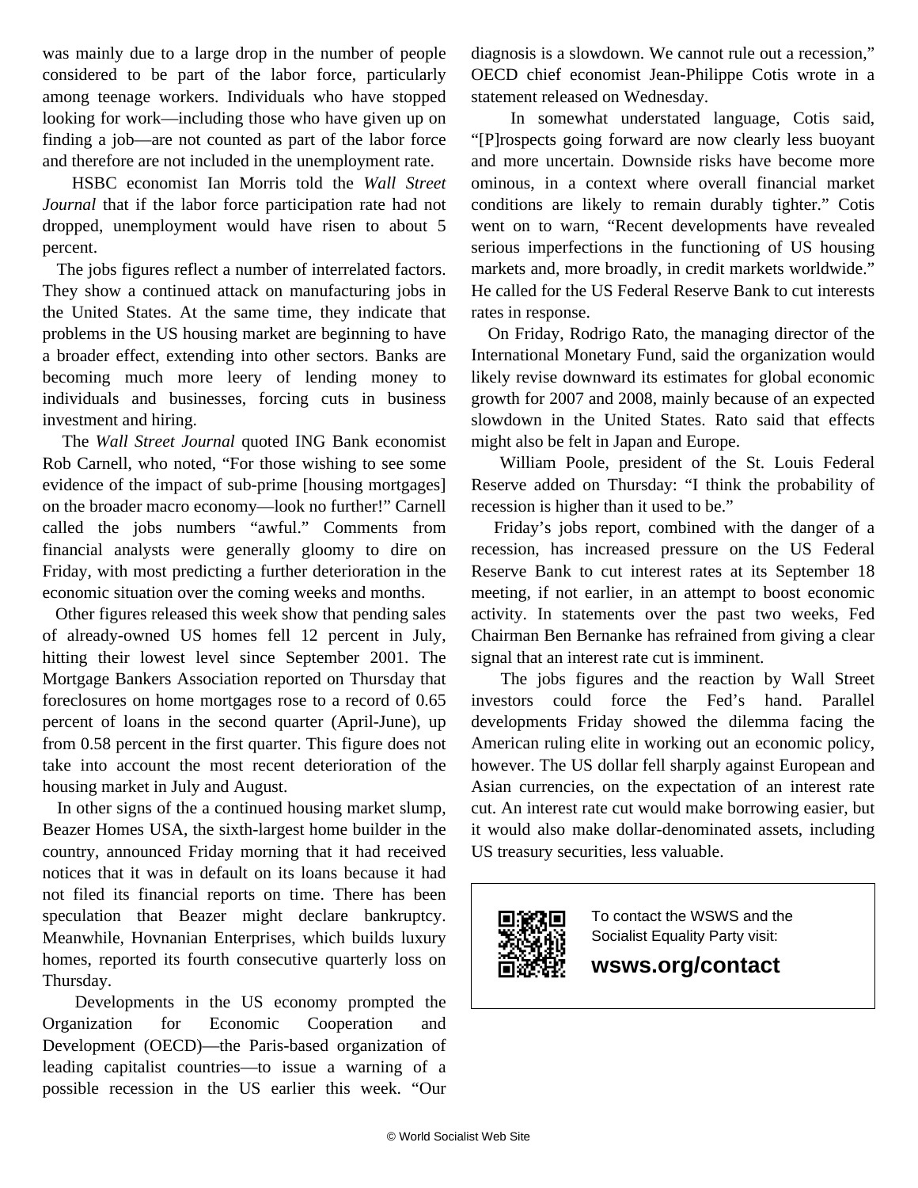was mainly due to a large drop in the number of people considered to be part of the labor force, particularly among teenage workers. Individuals who have stopped looking for work—including those who have given up on finding a job—are not counted as part of the labor force and therefore are not included in the unemployment rate.

HSBC economist Ian Morris told the *Wall Street Journal* that if the labor force participation rate had not dropped, unemployment would have risen to about 5 percent.

The jobs figures reflect a number of interrelated factors. They show a continued attack on manufacturing jobs in the United States. At the same time, they indicate that problems in the US housing market are beginning to have a broader effect, extending into other sectors. Banks are becoming much more leery of lending money to individuals and businesses, forcing cuts in business investment and hiring.

The *Wall Street Journal* quoted ING Bank economist Rob Carnell, who noted, "For those wishing to see some evidence of the impact of sub-prime [housing mortgages] on the broader macro economy—look no further!" Carnell called the jobs numbers "awful." Comments from financial analysts were generally gloomy to dire on Friday, with most predicting a further deterioration in the economic situation over the coming weeks and months.

Other figures released this week show that pending sales of already-owned US homes fell 12 percent in July, hitting their lowest level since September 2001. The Mortgage Bankers Association reported on Thursday that foreclosures on home mortgages rose to a record of 0.65 percent of loans in the second quarter (April-June), up from 0.58 percent in the first quarter. This figure does not take into account the most recent deterioration of the housing market in July and August.

In other signs of the a continued housing market slump, Beazer Homes USA, the sixth-largest home builder in the country, announced Friday morning that it had received notices that it was in default on its loans because it had not filed its financial reports on time. There has been speculation that Beazer might declare bankruptcy. Meanwhile, Hovnanian Enterprises, which builds luxury homes, reported its fourth consecutive quarterly loss on Thursday.

Developments in the US economy prompted the Organization for Economic Cooperation and Development (OECD)—the Paris-based organization of leading capitalist countries—to issue a warning of a possible recession in the US earlier this week. "Our diagnosis is a slowdown. We cannot rule out a recession," OECD chief economist Jean-Philippe Cotis wrote in a statement released on Wednesday.

In somewhat understated language, Cotis said, "[P]rospects going forward are now clearly less buoyant and more uncertain. Downside risks have become more ominous, in a context where overall financial market conditions are likely to remain durably tighter." Cotis went on to warn, "Recent developments have revealed serious imperfections in the functioning of US housing markets and, more broadly, in credit markets worldwide." He called for the US Federal Reserve Bank to cut interests rates in response.

On Friday, Rodrigo Rato, the managing director of the International Monetary Fund, said the organization would likely revise downward its estimates for global economic growth for 2007 and 2008, mainly because of an expected slowdown in the United States. Rato said that effects might also be felt in Japan and Europe.

William Poole, president of the St. Louis Federal Reserve added on Thursday: "I think the probability of recession is higher than it used to be."

Friday's jobs report, combined with the danger of a recession, has increased pressure on the US Federal Reserve Bank to cut interest rates at its September 18 meeting, if not earlier, in an attempt to boost economic activity. In statements over the past two weeks, Fed Chairman Ben Bernanke has refrained from giving a clear signal that an interest rate cut is imminent.

The jobs figures and the reaction by Wall Street investors could force the Fed's hand. Parallel developments Friday showed the dilemma facing the American ruling elite in working out an economic policy, however. The US dollar fell sharply against European and Asian currencies, on the expectation of an interest rate cut. An interest rate cut would make borrowing easier, but it would also make dollar-denominated assets, including US treasury securities, less valuable.

To contact the WSWS and the Socialist Equality Party visit:

**wsws.org/contact**